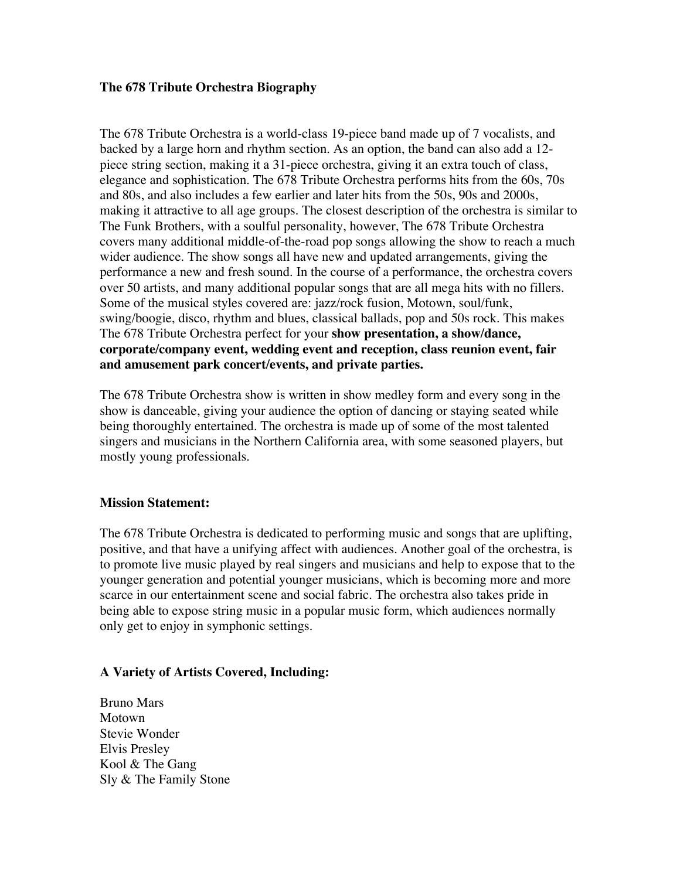**The 678 Tribute Orchestra Biography**

The 678 Tribute Orchestra is a world-class 19-piece band made up of 7 vocalists, and backed by a large horn and rhythm section. As an option, the band can also add a 12-piece string section, making it a 31-piece orchestra, giving it an extra touch of class, elegance and sophistication. The 678 Tribute Orchestra performs hits from the 60s, 70s and 80s, and also includes a few earlier and later hits from the 50s, 90s and 2000s, making it attractive to all age groups. The closest description of the orchestra is similar to The Funk Brothers, with a soulful personality, however, The 678 Tribute Orchestra covers many additional middle-of-the-road pop songs allowing the show to reach a much wider audience. The show songs all have new and updated arrangements, giving the performance a new and fresh sound. In the course of a performance, the orchestra covers over 50 artists, and many additional popular songs that are all mega hits with no fillers. Some of the musical styles covered are: jazz/rock fusion, Motown, soul/funk, swing/boogie, disco, rhythm and blues, classical ballads, pop and 50s rock. This makes The 678 Tribute Orchestra perfect for your **show presentation, a show/dance, corporate/company event, wedding event and reception, class reunion event, fair and amusement park concert/events, and private parties.**

The 678 Tribute Orchestra show is written in show medley form and every song in the show is danceable, giving your audience the option of dancing or staying seated while being thoroughly entertained. The orchestra is made up of some of the most talented singers and musicians in the Northern California area, with some seasoned players, but mostly young professionals.

**Mission Statement:**

The 678 Tribute Orchestra is dedicated to performing music and songs that are uplifting, positive, and that have a unifying affect with audiences. Another goal of the orchestra, is to promote live music played by real singers and musicians and help to expose that to the younger generation and potential younger musicians, which is becoming more and more scarce in our entertainment scene and social fabric. The orchestra also takes pride in being able to expose string music in a popular music form, which audiences normally only get to enjoy in symphonic settings.

**A Variety of Artists Covered, Including:**

Bruno Mars
Motown
Stevie Wonder
Elvis Presley
Kool & The Gang
Sly & The Family Stone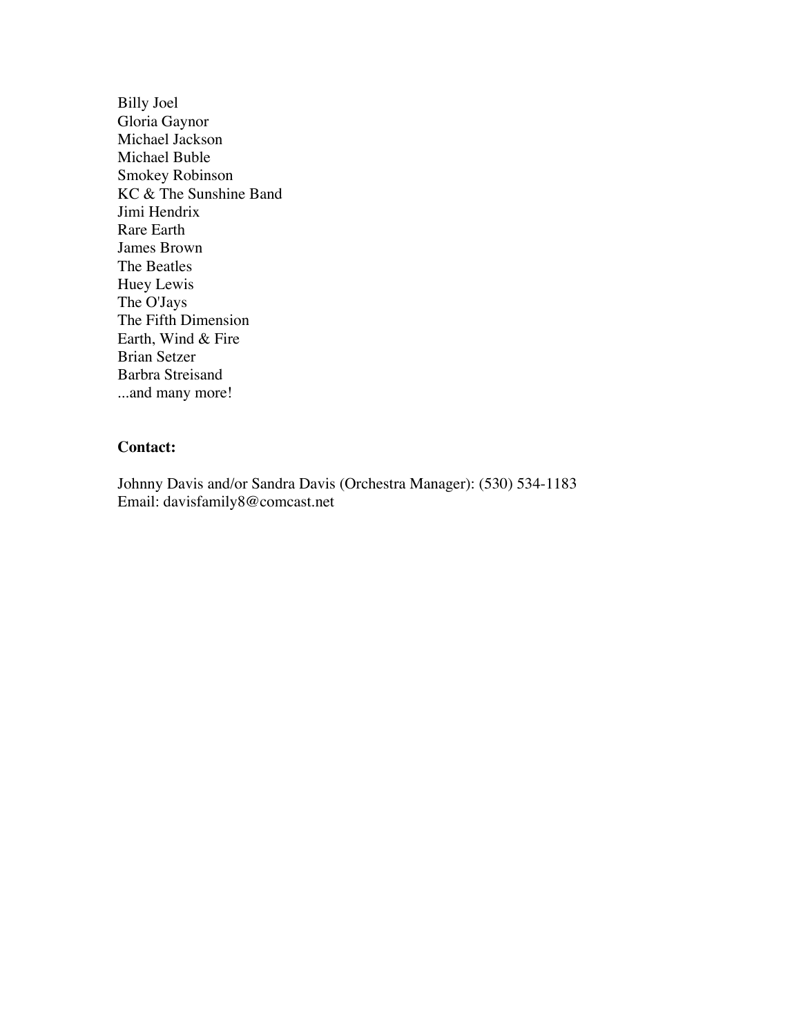Billy Joel
Gloria Gaynor
Michael Jackson
Michael Buble
Smokey Robinson
KC & The Sunshine Band
Jimi Hendrix
Rare Earth
James Brown
The Beatles
Huey Lewis
The O'Jays
The Fifth Dimension
Earth, Wind & Fire
Brian Setzer
Barbra Streisand
...and many more!

**Contact:**

Johnny Davis and/or Sandra Davis (Orchestra Manager): (530) 534-1183
Email: davisfamily8@comcast.net